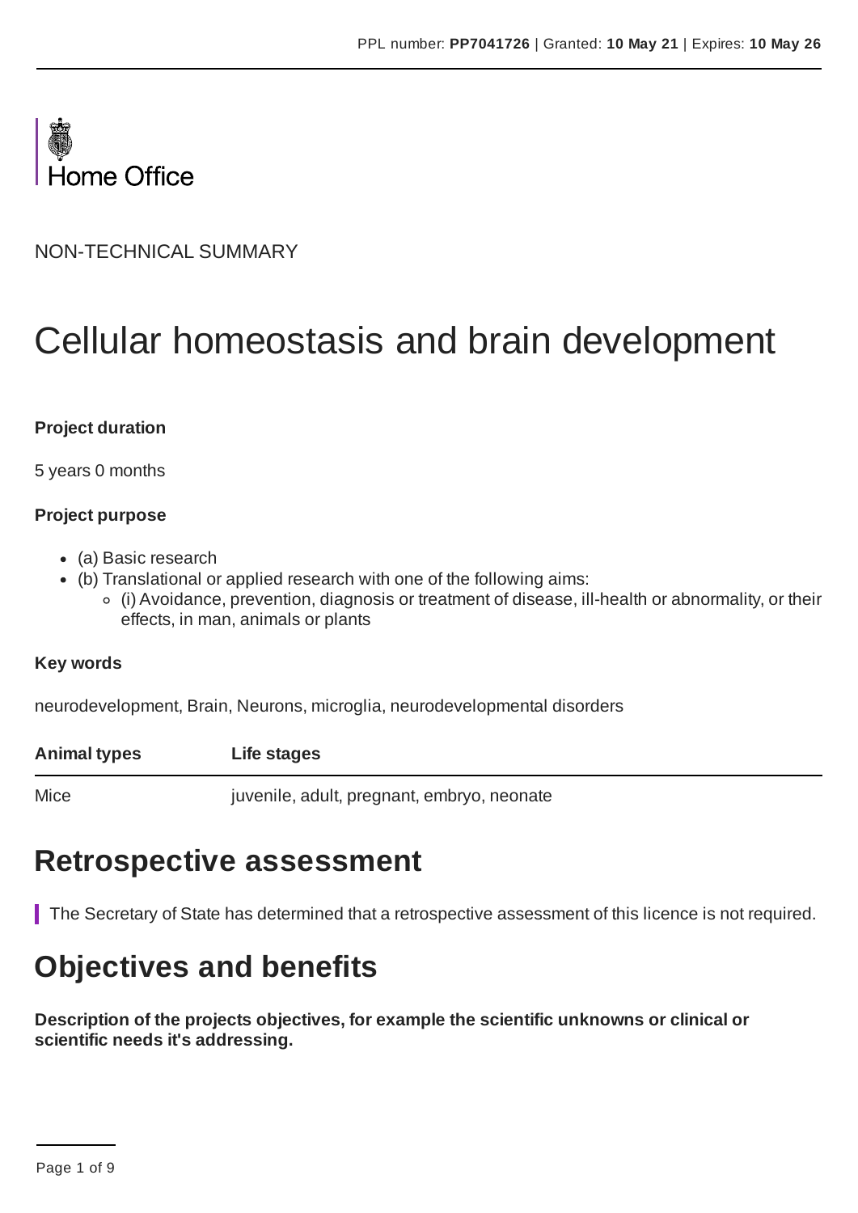PPL number: **PP7041726** | Granted: **10 May 21** | Expires: **10 May 26**

Home Office

NON-TECHNICAL SUMMARY

# Cellular homeostasis and brain development

**Project duration**

5 years 0 months

**Project purpose**

- (a) Basic research
- (b) Translational or applied research with one of the following aims:
  - (i) Avoidance, prevention, diagnosis or treatment of disease, ill-health or abnormality, or their effects, in man, animals or plants

**Key words**

neurodevelopment, Brain, Neurons, microglia, neurodevelopmental disorders

| Animal types | Life stages |
|---|---|
| Mice | juvenile, adult, pregnant, embryo, neonate |

## Retrospective assessment

The Secretary of State has determined that a retrospective assessment of this licence is not required.

## Objectives and benefits

**Description of the projects objectives, for example the scientific unknowns or clinical or scientific needs it's addressing.**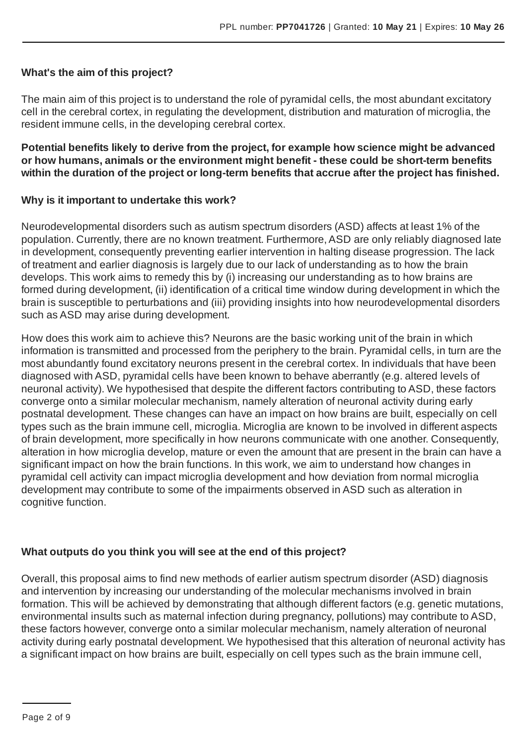**What's the aim of this project?**

The main aim of this project is to understand the role of pyramidal cells, the most abundant excitatory cell in the cerebral cortex, in regulating the development, distribution and maturation of microglia, the resident immune cells, in the developing cerebral cortex.

**Potential benefits likely to derive from the project, for example how science might be advanced or how humans, animals or the environment might benefit - these could be short-term benefits within the duration of the project or long-term benefits that accrue after the project has finished.**

**Why is it important to undertake this work?**

Neurodevelopmental disorders such as autism spectrum disorders (ASD) affects at least 1% of the population. Currently, there are no known treatment. Furthermore, ASD are only reliably diagnosed late in development, consequently preventing earlier intervention in halting disease progression. The lack of treatment and earlier diagnosis is largely due to our lack of understanding as to how the brain develops. This work aims to remedy this by (i) increasing our understanding as to how brains are formed during development, (ii) identification of a critical time window during development in which the brain is susceptible to perturbations and (iii) providing insights into how neurodevelopmental disorders such as ASD may arise during development.

How does this work aim to achieve this? Neurons are the basic working unit of the brain in which information is transmitted and processed from the periphery to the brain. Pyramidal cells, in turn are the most abundantly found excitatory neurons present in the cerebral cortex. In individuals that have been diagnosed with ASD, pyramidal cells have been known to behave aberrantly (e.g. altered levels of neuronal activity). We hypothesised that despite the different factors contributing to ASD, these factors converge onto a similar molecular mechanism, namely alteration of neuronal activity during early postnatal development. These changes can have an impact on how brains are built, especially on cell types such as the brain immune cell, microglia. Microglia are known to be involved in different aspects of brain development, more specifically in how neurons communicate with one another. Consequently, alteration in how microglia develop, mature or even the amount that are present in the brain can have a significant impact on how the brain functions. In this work, we aim to understand how changes in pyramidal cell activity can impact microglia development and how deviation from normal microglia development may contribute to some of the impairments observed in ASD such as alteration in cognitive function.

**What outputs do you think you will see at the end of this project?**

Overall, this proposal aims to find new methods of earlier autism spectrum disorder (ASD) diagnosis and intervention by increasing our understanding of the molecular mechanisms involved in brain formation. This will be achieved by demonstrating that although different factors (e.g. genetic mutations, environmental insults such as maternal infection during pregnancy, pollutions) may contribute to ASD, these factors however, converge onto a similar molecular mechanism, namely alteration of neuronal activity during early postnatal development. We hypothesised that this alteration of neuronal activity has a significant impact on how brains are built, especially on cell types such as the brain immune cell,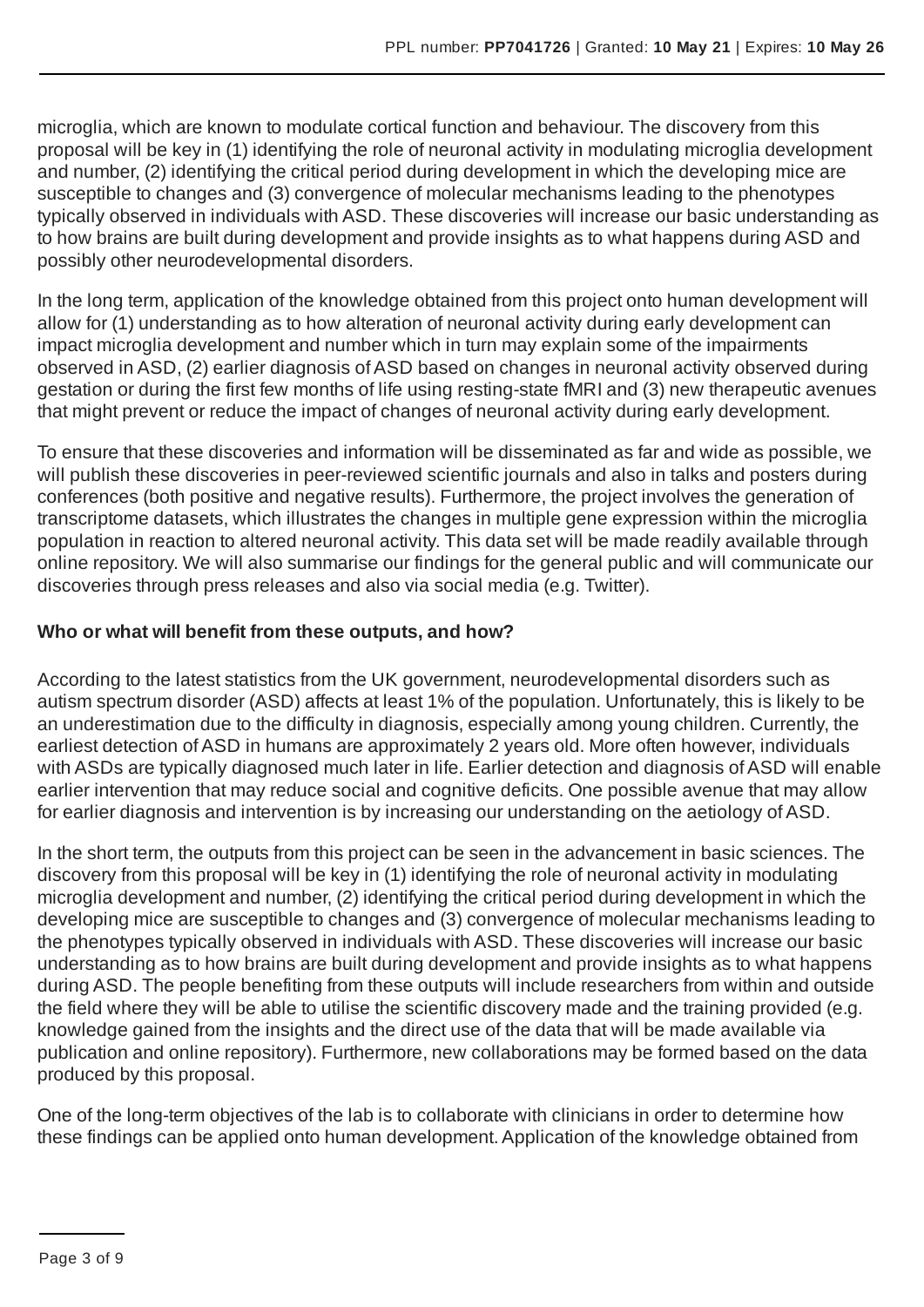microglia, which are known to modulate cortical function and behaviour. The discovery from this proposal will be key in (1) identifying the role of neuronal activity in modulating microglia development and number, (2) identifying the critical period during development in which the developing mice are susceptible to changes and (3) convergence of molecular mechanisms leading to the phenotypes typically observed in individuals with ASD. These discoveries will increase our basic understanding as to how brains are built during development and provide insights as to what happens during ASD and possibly other neurodevelopmental disorders.

In the long term, application of the knowledge obtained from this project onto human development will allow for (1) understanding as to how alteration of neuronal activity during early development can impact microglia development and number which in turn may explain some of the impairments observed in ASD, (2) earlier diagnosis of ASD based on changes in neuronal activity observed during gestation or during the first few months of life using resting-state fMRI and (3) new therapeutic avenues that might prevent or reduce the impact of changes of neuronal activity during early development.

To ensure that these discoveries and information will be disseminated as far and wide as possible, we will publish these discoveries in peer-reviewed scientific journals and also in talks and posters during conferences (both positive and negative results). Furthermore, the project involves the generation of transcriptome datasets, which illustrates the changes in multiple gene expression within the microglia population in reaction to altered neuronal activity. This data set will be made readily available through online repository. We will also summarise our findings for the general public and will communicate our discoveries through press releases and also via social media (e.g. Twitter).

**Who or what will benefit from these outputs, and how?**

According to the latest statistics from the UK government, neurodevelopmental disorders such as autism spectrum disorder (ASD) affects at least 1% of the population. Unfortunately, this is likely to be an underestimation due to the difficulty in diagnosis, especially among young children. Currently, the earliest detection of ASD in humans are approximately 2 years old. More often however, individuals with ASDs are typically diagnosed much later in life. Earlier detection and diagnosis of ASD will enable earlier intervention that may reduce social and cognitive deficits. One possible avenue that may allow for earlier diagnosis and intervention is by increasing our understanding on the aetiology of ASD.

In the short term, the outputs from this project can be seen in the advancement in basic sciences. The discovery from this proposal will be key in (1) identifying the role of neuronal activity in modulating microglia development and number, (2) identifying the critical period during development in which the developing mice are susceptible to changes and (3) convergence of molecular mechanisms leading to the phenotypes typically observed in individuals with ASD. These discoveries will increase our basic understanding as to how brains are built during development and provide insights as to what happens during ASD. The people benefiting from these outputs will include researchers from within and outside the field where they will be able to utilise the scientific discovery made and the training provided (e.g. knowledge gained from the insights and the direct use of the data that will be made available via publication and online repository). Furthermore, new collaborations may be formed based on the data produced by this proposal.

One of the long-term objectives of the lab is to collaborate with clinicians in order to determine how these findings can be applied onto human development. Application of the knowledge obtained from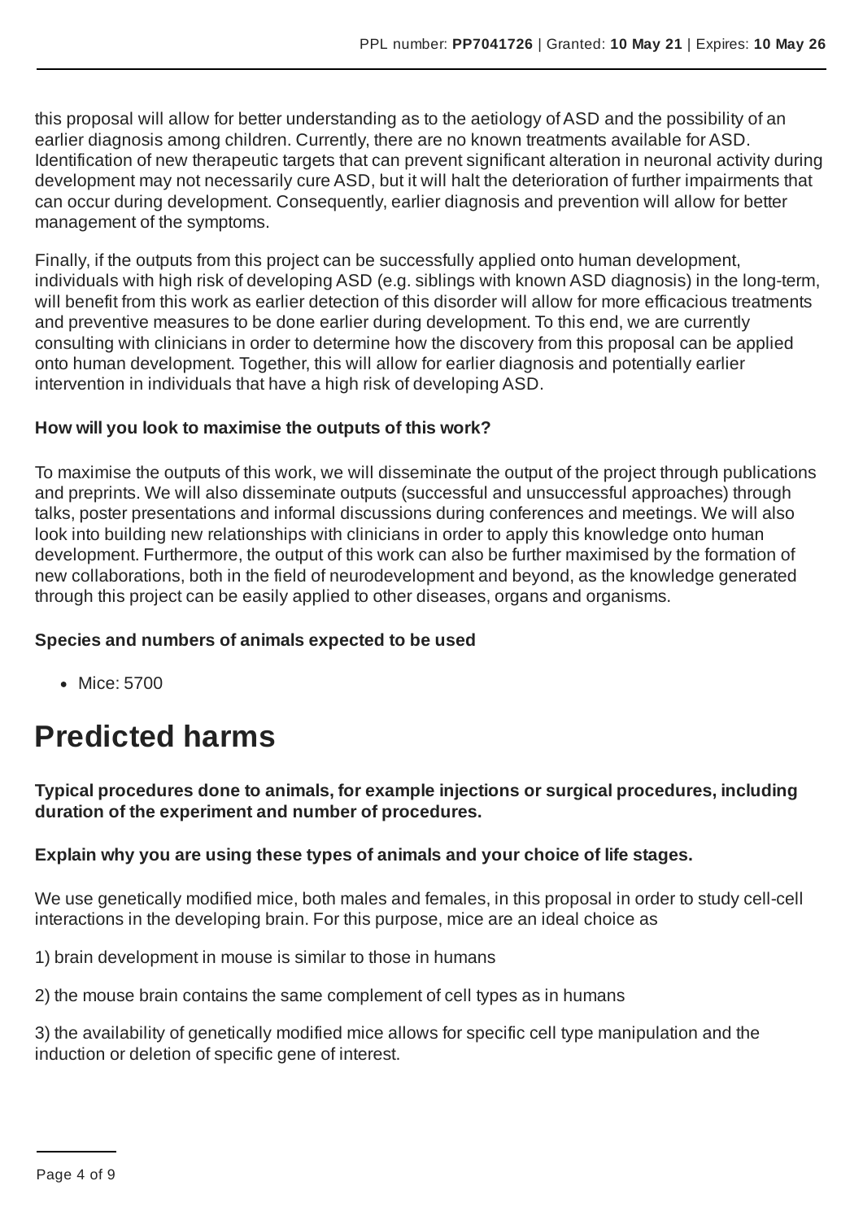this proposal will allow for better understanding as to the aetiology of ASD and the possibility of an earlier diagnosis among children. Currently, there are no known treatments available for ASD. Identification of new therapeutic targets that can prevent significant alteration in neuronal activity during development may not necessarily cure ASD, but it will halt the deterioration of further impairments that can occur during development. Consequently, earlier diagnosis and prevention will allow for better management of the symptoms.

Finally, if the outputs from this project can be successfully applied onto human development, individuals with high risk of developing ASD (e.g. siblings with known ASD diagnosis) in the long-term, will benefit from this work as earlier detection of this disorder will allow for more efficacious treatments and preventive measures to be done earlier during development. To this end, we are currently consulting with clinicians in order to determine how the discovery from this proposal can be applied onto human development. Together, this will allow for earlier diagnosis and potentially earlier intervention in individuals that have a high risk of developing ASD.

**How will you look to maximise the outputs of this work?**

To maximise the outputs of this work, we will disseminate the output of the project through publications and preprints. We will also disseminate outputs (successful and unsuccessful approaches) through talks, poster presentations and informal discussions during conferences and meetings. We will also look into building new relationships with clinicians in order to apply this knowledge onto human development. Furthermore, the output of this work can also be further maximised by the formation of new collaborations, both in the field of neurodevelopment and beyond, as the knowledge generated through this project can be easily applied to other diseases, organs and organisms.

**Species and numbers of animals expected to be used**

- Mice: 5700

# Predicted harms

**Typical procedures done to animals, for example injections or surgical procedures, including duration of the experiment and number of procedures.**

**Explain why you are using these types of animals and your choice of life stages.**

We use genetically modified mice, both males and females, in this proposal in order to study cell-cell interactions in the developing brain. For this purpose, mice are an ideal choice as

1) brain development in mouse is similar to those in humans

2) the mouse brain contains the same complement of cell types as in humans

3) the availability of genetically modified mice allows for specific cell type manipulation and the induction or deletion of specific gene of interest.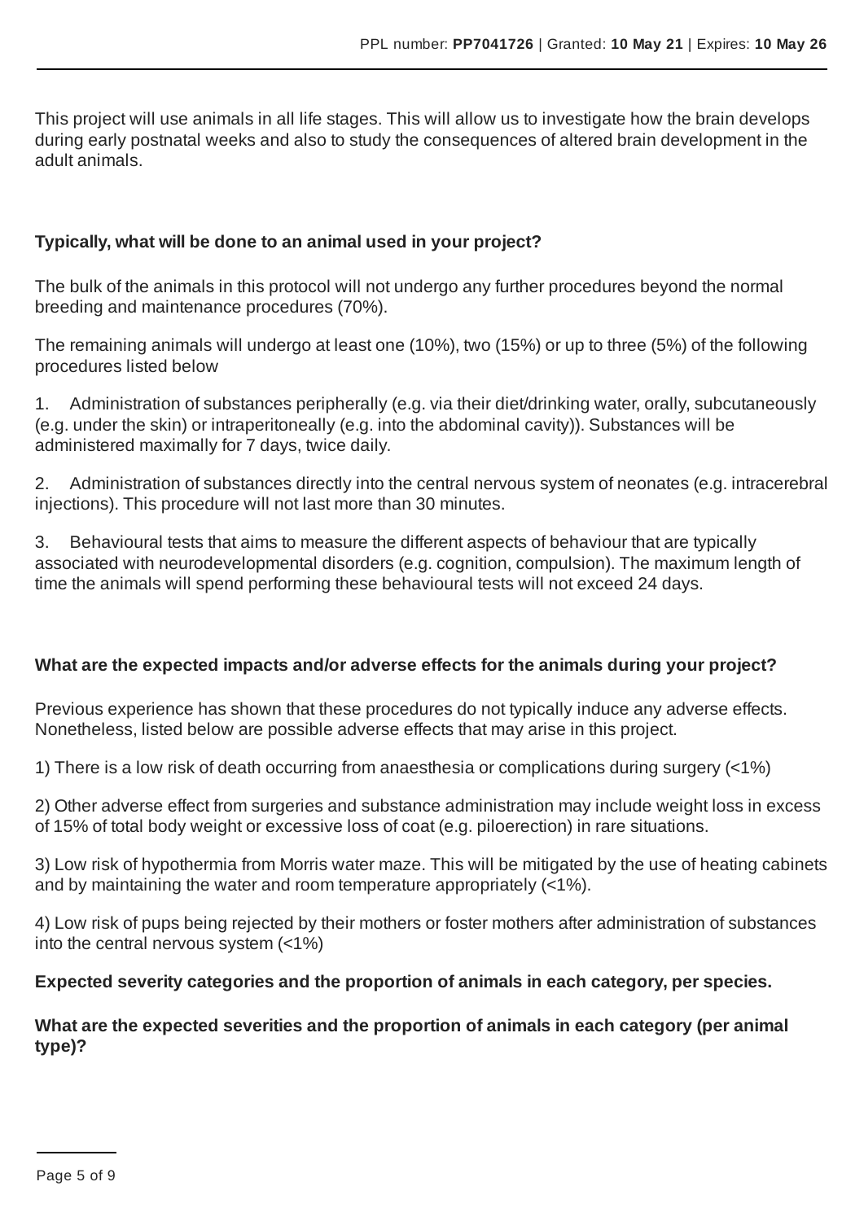This project will use animals in all life stages. This will allow us to investigate how the brain develops during early postnatal weeks and also to study the consequences of altered brain development in the adult animals.

**Typically, what will be done to an animal used in your project?**

The bulk of the animals in this protocol will not undergo any further procedures beyond the normal breeding and maintenance procedures (70%).

The remaining animals will undergo at least one (10%), two (15%) or up to three (5%) of the following procedures listed below

1. Administration of substances peripherally (e.g. via their diet/drinking water, orally, subcutaneously (e.g. under the skin) or intraperitoneally (e.g. into the abdominal cavity)). Substances will be administered maximally for 7 days, twice daily.

2. Administration of substances directly into the central nervous system of neonates (e.g. intracerebral injections). This procedure will not last more than 30 minutes.

3. Behavioural tests that aims to measure the different aspects of behaviour that are typically associated with neurodevelopmental disorders (e.g. cognition, compulsion). The maximum length of time the animals will spend performing these behavioural tests will not exceed 24 days.

**What are the expected impacts and/or adverse effects for the animals during your project?**

Previous experience has shown that these procedures do not typically induce any adverse effects. Nonetheless, listed below are possible adverse effects that may arise in this project.

1) There is a low risk of death occurring from anaesthesia or complications during surgery (<1%)

2) Other adverse effect from surgeries and substance administration may include weight loss in excess of 15% of total body weight or excessive loss of coat (e.g. piloerection) in rare situations.

3) Low risk of hypothermia from Morris water maze. This will be mitigated by the use of heating cabinets and by maintaining the water and room temperature appropriately (<1%).

4) Low risk of pups being rejected by their mothers or foster mothers after administration of substances into the central nervous system (<1%)

**Expected severity categories and the proportion of animals in each category, per species.**

**What are the expected severities and the proportion of animals in each category (per animal type)?**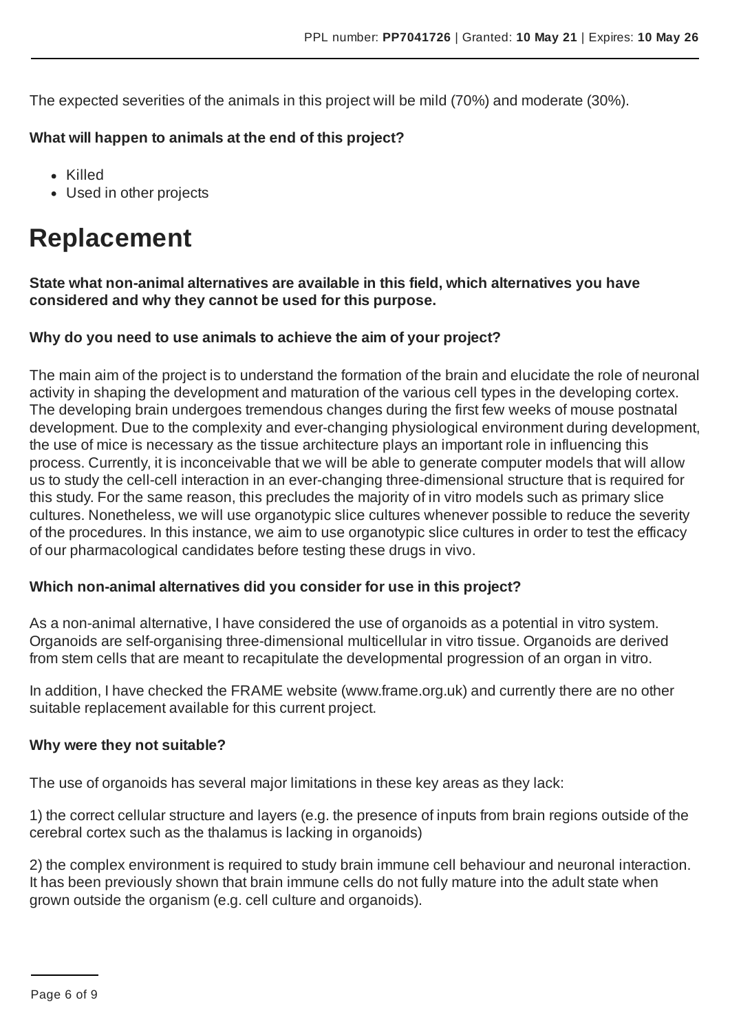The expected severities of the animals in this project will be mild (70%) and moderate (30%).

**What will happen to animals at the end of this project?**

- Killed
- Used in other projects

# Replacement

**State what non-animal alternatives are available in this field, which alternatives you have considered and why they cannot be used for this purpose.**

**Why do you need to use animals to achieve the aim of your project?**

The main aim of the project is to understand the formation of the brain and elucidate the role of neuronal activity in shaping the development and maturation of the various cell types in the developing cortex. The developing brain undergoes tremendous changes during the first few weeks of mouse postnatal development. Due to the complexity and ever-changing physiological environment during development, the use of mice is necessary as the tissue architecture plays an important role in influencing this process. Currently, it is inconceivable that we will be able to generate computer models that will allow us to study the cell-cell interaction in an ever-changing three-dimensional structure that is required for this study. For the same reason, this precludes the majority of in vitro models such as primary slice cultures. Nonetheless, we will use organotypic slice cultures whenever possible to reduce the severity of the procedures. In this instance, we aim to use organotypic slice cultures in order to test the efficacy of our pharmacological candidates before testing these drugs in vivo.

**Which non-animal alternatives did you consider for use in this project?**

As a non-animal alternative, I have considered the use of organoids as a potential in vitro system. Organoids are self-organising three-dimensional multicellular in vitro tissue. Organoids are derived from stem cells that are meant to recapitulate the developmental progression of an organ in vitro.

In addition, I have checked the FRAME website (www.frame.org.uk) and currently there are no other suitable replacement available for this current project.

**Why were they not suitable?**

The use of organoids has several major limitations in these key areas as they lack:

1) the correct cellular structure and layers (e.g. the presence of inputs from brain regions outside of the cerebral cortex such as the thalamus is lacking in organoids)

2) the complex environment is required to study brain immune cell behaviour and neuronal interaction. It has been previously shown that brain immune cells do not fully mature into the adult state when grown outside the organism (e.g. cell culture and organoids).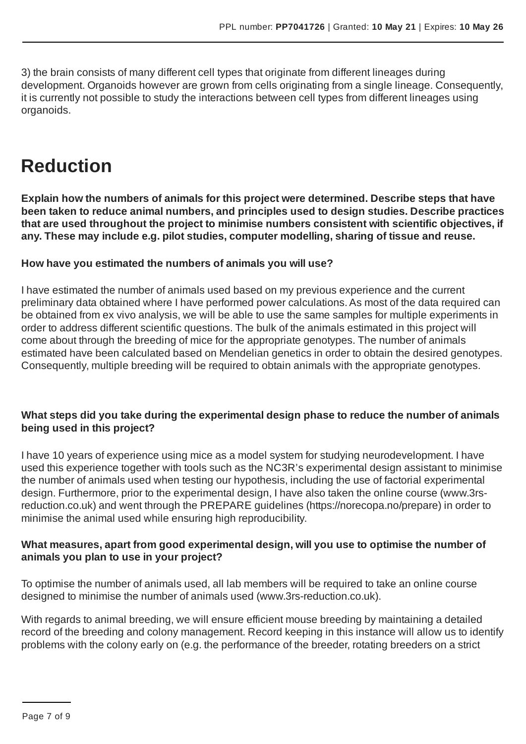3) the brain consists of many different cell types that originate from different lineages during development. Organoids however are grown from cells originating from a single lineage. Consequently, it is currently not possible to study the interactions between cell types from different lineages using organoids.

# Reduction

**Explain how the numbers of animals for this project were determined. Describe steps that have been taken to reduce animal numbers, and principles used to design studies. Describe practices that are used throughout the project to minimise numbers consistent with scientific objectives, if any. These may include e.g. pilot studies, computer modelling, sharing of tissue and reuse.**

**How have you estimated the numbers of animals you will use?**

I have estimated the number of animals used based on my previous experience and the current preliminary data obtained where I have performed power calculations. As most of the data required can be obtained from ex vivo analysis, we will be able to use the same samples for multiple experiments in order to address different scientific questions. The bulk of the animals estimated in this project will come about through the breeding of mice for the appropriate genotypes. The number of animals estimated have been calculated based on Mendelian genetics in order to obtain the desired genotypes. Consequently, multiple breeding will be required to obtain animals with the appropriate genotypes.

**What steps did you take during the experimental design phase to reduce the number of animals being used in this project?**

I have 10 years of experience using mice as a model system for studying neurodevelopment. I have used this experience together with tools such as the NC3R's experimental design assistant to minimise the number of animals used when testing our hypothesis, including the use of factorial experimental design. Furthermore, prior to the experimental design, I have also taken the online course (www.3rs-reduction.co.uk) and went through the PREPARE guidelines (https://norecopa.no/prepare) in order to minimise the animal used while ensuring high reproducibility.

**What measures, apart from good experimental design, will you use to optimise the number of animals you plan to use in your project?**

To optimise the number of animals used, all lab members will be required to take an online course designed to minimise the number of animals used (www.3rs-reduction.co.uk).

With regards to animal breeding, we will ensure efficient mouse breeding by maintaining a detailed record of the breeding and colony management. Record keeping in this instance will allow us to identify problems with the colony early on (e.g. the performance of the breeder, rotating breeders on a strict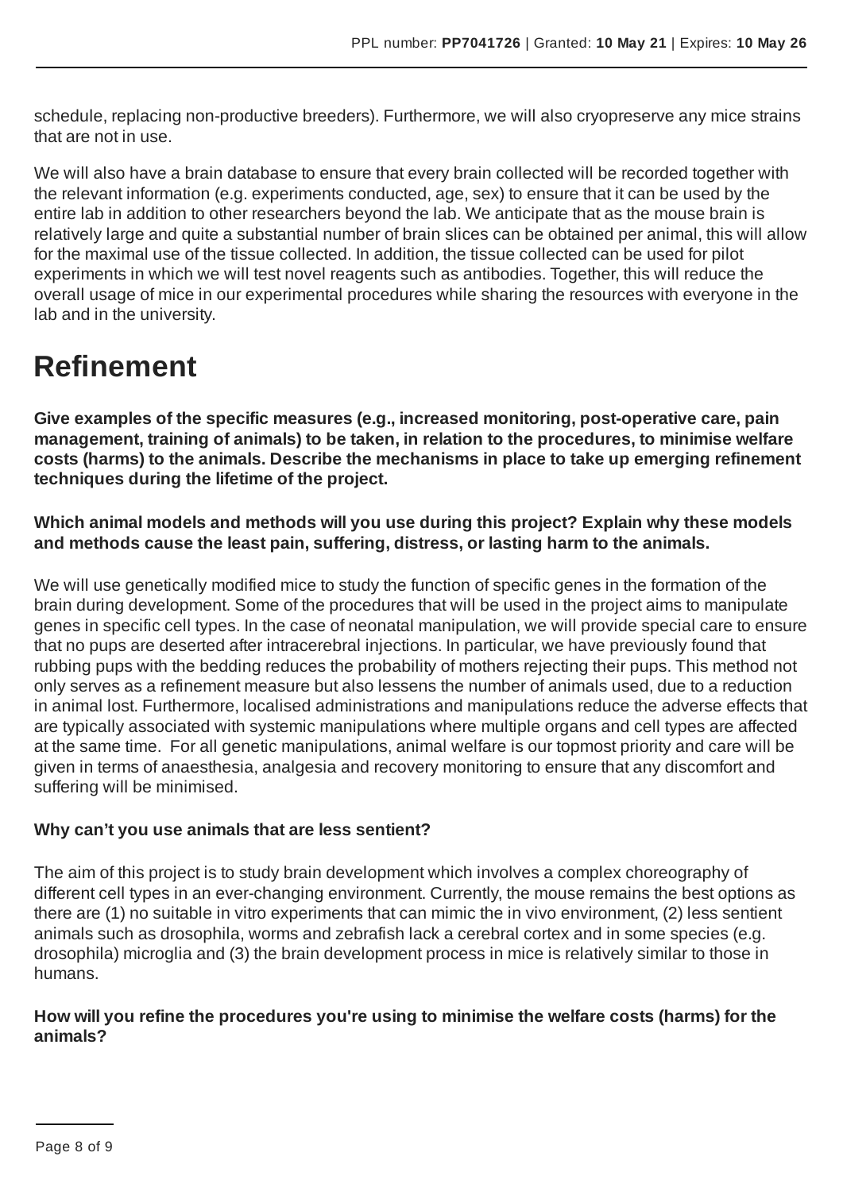schedule, replacing non-productive breeders). Furthermore, we will also cryopreserve any mice strains that are not in use.

We will also have a brain database to ensure that every brain collected will be recorded together with the relevant information (e.g. experiments conducted, age, sex) to ensure that it can be used by the entire lab in addition to other researchers beyond the lab. We anticipate that as the mouse brain is relatively large and quite a substantial number of brain slices can be obtained per animal, this will allow for the maximal use of the tissue collected. In addition, the tissue collected can be used for pilot experiments in which we will test novel reagents such as antibodies. Together, this will reduce the overall usage of mice in our experimental procedures while sharing the resources with everyone in the lab and in the university.

# Refinement

**Give examples of the specific measures (e.g., increased monitoring, post-operative care, pain management, training of animals) to be taken, in relation to the procedures, to minimise welfare costs (harms) to the animals. Describe the mechanisms in place to take up emerging refinement techniques during the lifetime of the project.**

**Which animal models and methods will you use during this project? Explain why these models and methods cause the least pain, suffering, distress, or lasting harm to the animals.**

We will use genetically modified mice to study the function of specific genes in the formation of the brain during development. Some of the procedures that will be used in the project aims to manipulate genes in specific cell types. In the case of neonatal manipulation, we will provide special care to ensure that no pups are deserted after intracerebral injections. In particular, we have previously found that rubbing pups with the bedding reduces the probability of mothers rejecting their pups. This method not only serves as a refinement measure but also lessens the number of animals used, due to a reduction in animal lost. Furthermore, localised administrations and manipulations reduce the adverse effects that are typically associated with systemic manipulations where multiple organs and cell types are affected at the same time. For all genetic manipulations, animal welfare is our topmost priority and care will be given in terms of anaesthesia, analgesia and recovery monitoring to ensure that any discomfort and suffering will be minimised.

**Why can't you use animals that are less sentient?**

The aim of this project is to study brain development which involves a complex choreography of different cell types in an ever-changing environment. Currently, the mouse remains the best options as there are (1) no suitable in vitro experiments that can mimic the in vivo environment, (2) less sentient animals such as drosophila, worms and zebrafish lack a cerebral cortex and in some species (e.g. drosophila) microglia and (3) the brain development process in mice is relatively similar to those in humans.

**How will you refine the procedures you're using to minimise the welfare costs (harms) for the animals?**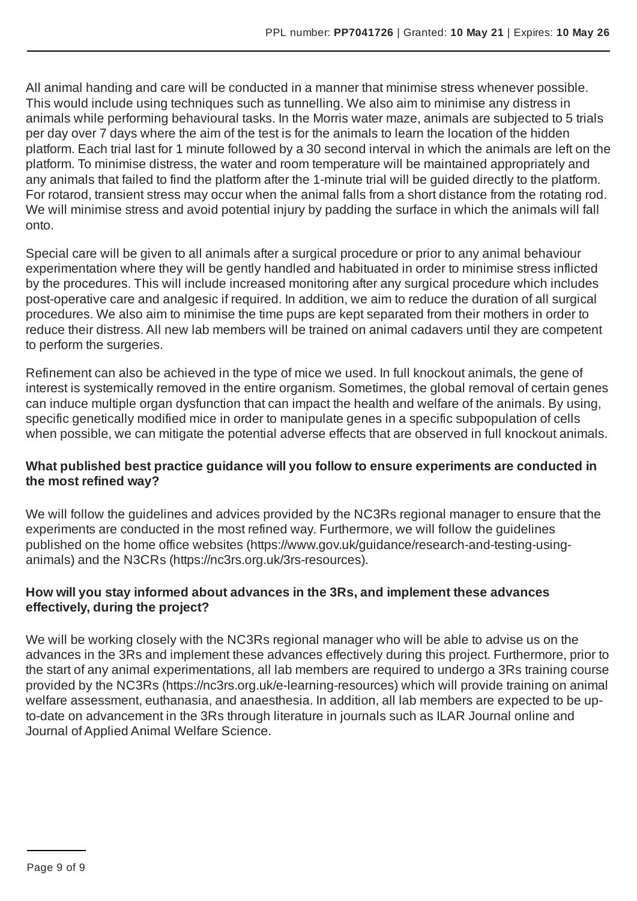All animal handing and care will be conducted in a manner that minimise stress whenever possible. This would include using techniques such as tunnelling. We also aim to minimise any distress in animals while performing behavioural tasks. In the Morris water maze, animals are subjected to 5 trials per day over 7 days where the aim of the test is for the animals to learn the location of the hidden platform. Each trial last for 1 minute followed by a 30 second interval in which the animals are left on the platform. To minimise distress, the water and room temperature will be maintained appropriately and any animals that failed to find the platform after the 1-minute trial will be guided directly to the platform. For rotarod, transient stress may occur when the animal falls from a short distance from the rotating rod. We will minimise stress and avoid potential injury by padding the surface in which the animals will fall onto.

Special care will be given to all animals after a surgical procedure or prior to any animal behaviour experimentation where they will be gently handled and habituated in order to minimise stress inflicted by the procedures. This will include increased monitoring after any surgical procedure which includes post-operative care and analgesic if required. In addition, we aim to reduce the duration of all surgical procedures. We also aim to minimise the time pups are kept separated from their mothers in order to reduce their distress. All new lab members will be trained on animal cadavers until they are competent to perform the surgeries.

Refinement can also be achieved in the type of mice we used. In full knockout animals, the gene of interest is systemically removed in the entire organism. Sometimes, the global removal of certain genes can induce multiple organ dysfunction that can impact the health and welfare of the animals. By using, specific genetically modified mice in order to manipulate genes in a specific subpopulation of cells when possible, we can mitigate the potential adverse effects that are observed in full knockout animals.

**What published best practice guidance will you follow to ensure experiments are conducted in the most refined way?**

We will follow the guidelines and advices provided by the NC3Rs regional manager to ensure that the experiments are conducted in the most refined way. Furthermore, we will follow the guidelines published on the home office websites (https://www.gov.uk/guidance/research-and-testing-using-animals) and the N3CRs (https://nc3rs.org.uk/3rs-resources).

**How will you stay informed about advances in the 3Rs, and implement these advances effectively, during the project?**

We will be working closely with the NC3Rs regional manager who will be able to advise us on the advances in the 3Rs and implement these advances effectively during this project. Furthermore, prior to the start of any animal experimentations, all lab members are required to undergo a 3Rs training course provided by the NC3Rs (https://nc3rs.org.uk/e-learning-resources) which will provide training on animal welfare assessment, euthanasia, and anaesthesia. In addition, all lab members are expected to be up-to-date on advancement in the 3Rs through literature in journals such as ILAR Journal online and Journal of Applied Animal Welfare Science.